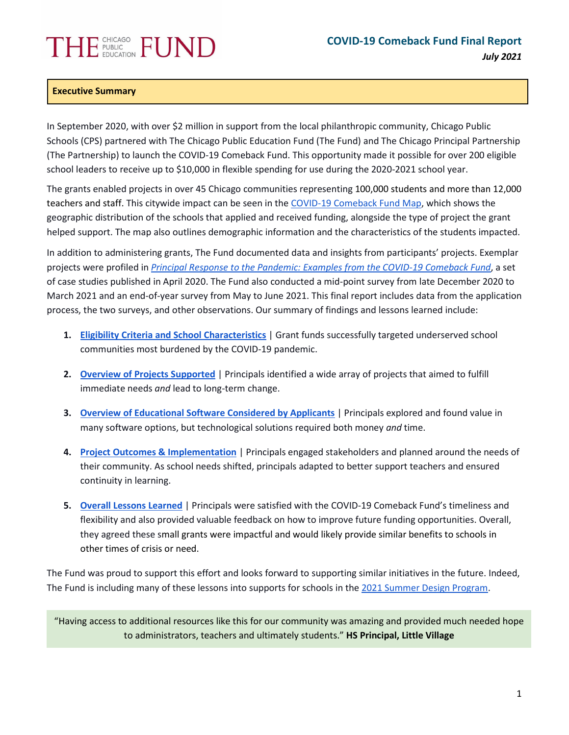THE CHICAGO PUBLIC EDUCATION FUND

# COVID-19 Comeback Fund Final Report

***July 2021***

## Executive Summary

In September 2020, with over $2 million in support from the local philanthropic community, Chicago Public Schools (CPS) partnered with The Chicago Public Education Fund (The Fund) and The Chicago Principal Partnership (The Partnership) to launch the COVID-19 Comeback Fund. This opportunity made it possible for over 200 eligible school leaders to receive up to $10,000 in flexible spending for use during the 2020-2021 school year.

The grants enabled projects in over 45 Chicago communities representing 100,000 students and more than 12,000 teachers and staff. This citywide impact can be seen in the COVID-19 Comeback Fund Map, which shows the geographic distribution of the schools that applied and received funding, alongside the type of project the grant helped support. The map also outlines demographic information and the characteristics of the students impacted.

In addition to administering grants, The Fund documented data and insights from participants' projects. Exemplar projects were profiled in *Principal Response to the Pandemic: Examples from the COVID-19 Comeback Fund*, a set of case studies published in April 2020. The Fund also conducted a mid-point survey from late December 2020 to March 2021 and an end-of-year survey from May to June 2021. This final report includes data from the application process, the two surveys, and other observations. Our summary of findings and lessons learned include:

1. **Eligibility Criteria and School Characteristics** | Grant funds successfully targeted underserved school communities most burdened by the COVID-19 pandemic.
2. **Overview of Projects Supported** | Principals identified a wide array of projects that aimed to fulfill immediate needs *and* lead to long-term change.
3. **Overview of Educational Software Considered by Applicants** | Principals explored and found value in many software options, but technological solutions required both money *and* time.
4. **Project Outcomes & Implementation** | Principals engaged stakeholders and planned around the needs of their community. As school needs shifted, principals adapted to better support teachers and ensured continuity in learning.
5. **Overall Lessons Learned** | Principals were satisfied with the COVID-19 Comeback Fund's timeliness and flexibility and also provided valuable feedback on how to improve future funding opportunities. Overall, they agreed these small grants were impactful and would likely provide similar benefits to schools in other times of crisis or need.

The Fund was proud to support this effort and looks forward to supporting similar initiatives in the future. Indeed, The Fund is including many of these lessons into supports for schools in the 2021 Summer Design Program.

"Having access to additional resources like this for our community was amazing and provided much needed hope to administrators, teachers and ultimately students." **HS Principal, Little Village**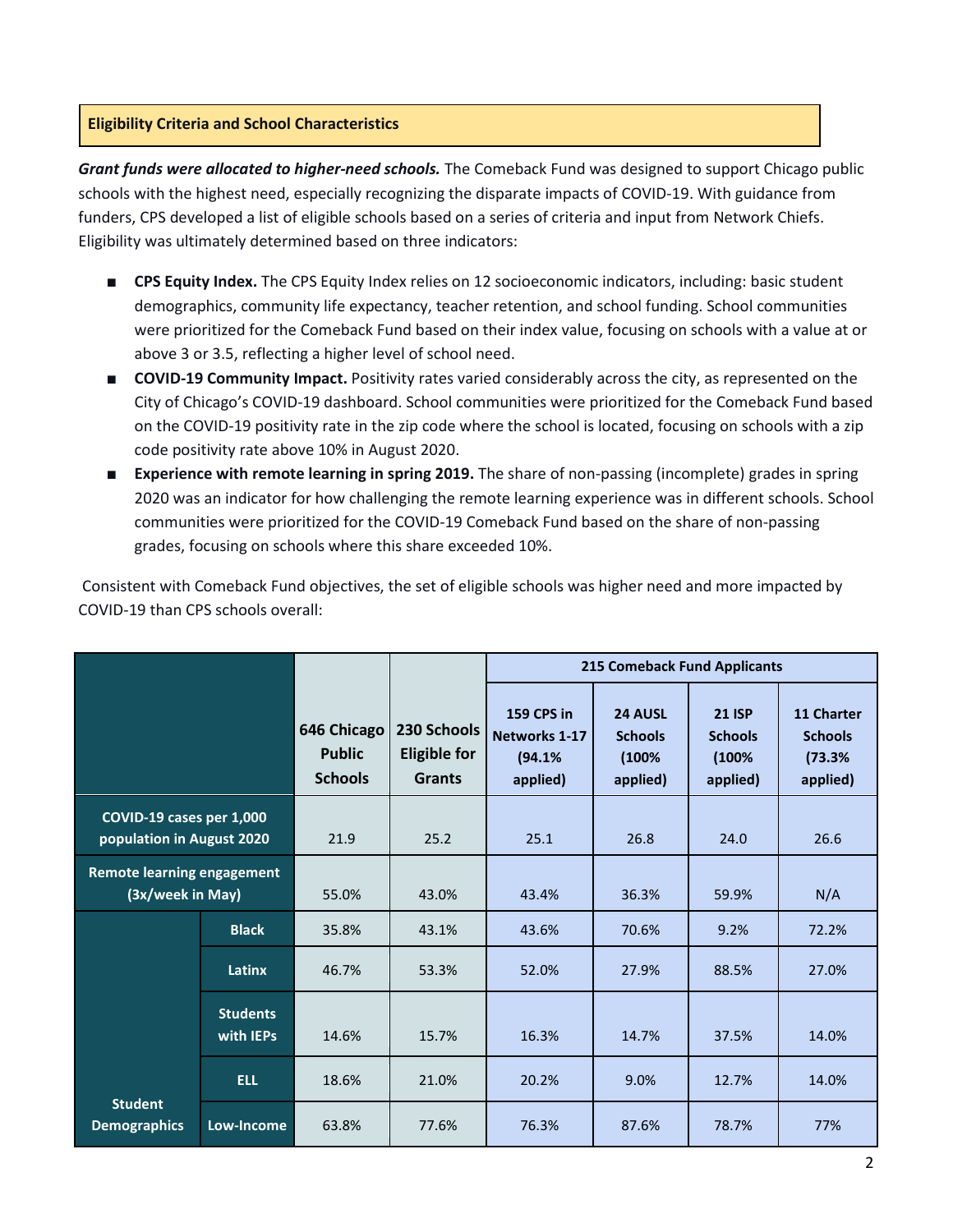## Eligibility Criteria and School Characteristics

***Grant funds were allocated to higher-need schools.*** The Comeback Fund was designed to support Chicago public schools with the highest need, especially recognizing the disparate impacts of COVID-19. With guidance from funders, CPS developed a list of eligible schools based on a series of criteria and input from Network Chiefs. Eligibility was ultimately determined based on three indicators:

- **CPS Equity Index.** The CPS Equity Index relies on 12 socioeconomic indicators, including: basic student demographics, community life expectancy, teacher retention, and school funding. School communities were prioritized for the Comeback Fund based on their index value, focusing on schools with a value at or above 3 or 3.5, reflecting a higher level of school need.
- **COVID-19 Community Impact.** Positivity rates varied considerably across the city, as represented on the City of Chicago's COVID-19 dashboard. School communities were prioritized for the Comeback Fund based on the COVID-19 positivity rate in the zip code where the school is located, focusing on schools with a zip code positivity rate above 10% in August 2020.
- **Experience with remote learning in spring 2019.** The share of non-passing (incomplete) grades in spring 2020 was an indicator for how challenging the remote learning experience was in different schools. School communities were prioritized for the COVID-19 Comeback Fund based on the share of non-passing grades, focusing on schools where this share exceeded 10%.

Consistent with Comeback Fund objectives, the set of eligible schools was higher need and more impacted by COVID-19 than CPS schools overall:

| | | 646 Chicago Public Schools | 230 Schools Eligible for Grants | 215 Comeback Fund Applicants | | | |
|---|---|---|---|---|---|---|---|
| | | | | 159 CPS in Networks 1-17 (94.1% applied) | 24 AUSL Schools (100% applied) | 21 ISP Schools (100% applied) | 11 Charter Schools (73.3% applied) |
| COVID-19 cases per 1,000 population in August 2020 | | 21.9 | 25.2 | 25.1 | 26.8 | 24.0 | 26.6 |
| Remote learning engagement (3x/week in May) | | 55.0% | 43.0% | 43.4% | 36.3% | 59.9% | N/A |
| Student Demographics | Black | 35.8% | 43.1% | 43.6% | 70.6% | 9.2% | 72.2% |
| | Latinx | 46.7% | 53.3% | 52.0% | 27.9% | 88.5% | 27.0% |
| | Students with IEPs | 14.6% | 15.7% | 16.3% | 14.7% | 37.5% | 14.0% |
| | ELL | 18.6% | 21.0% | 20.2% | 9.0% | 12.7% | 14.0% |
| | Low-Income | 63.8% | 77.6% | 76.3% | 87.6% | 78.7% | 77% |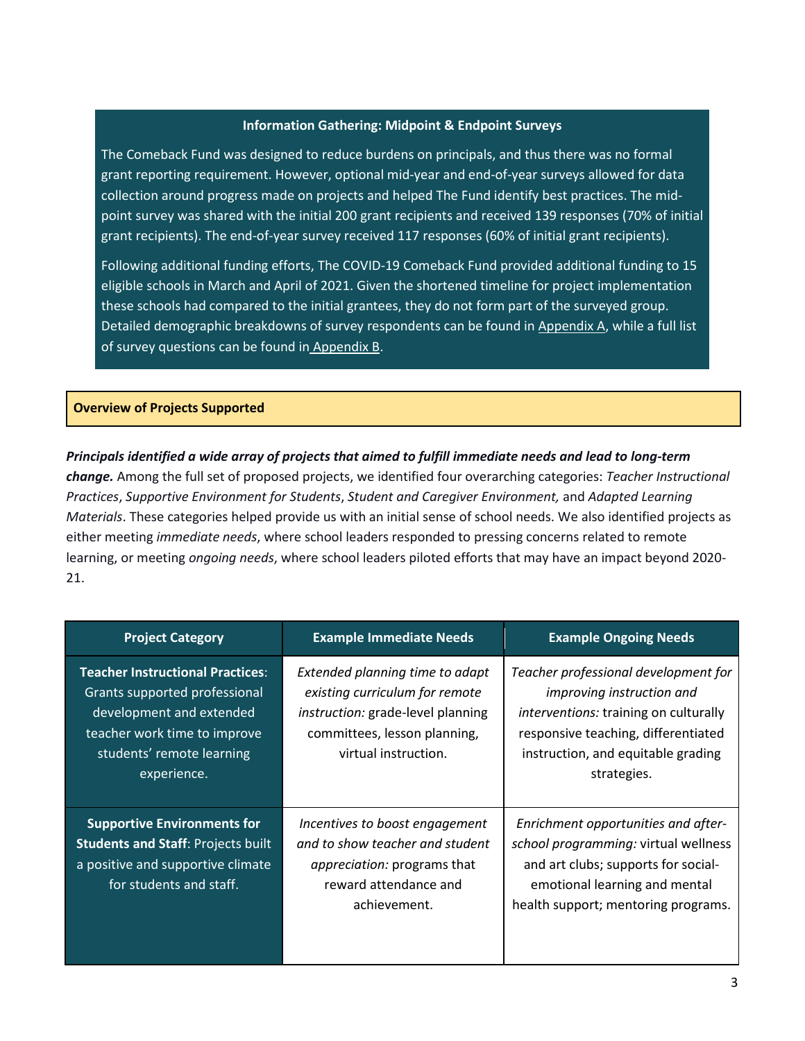**Information Gathering: Midpoint & Endpoint Surveys**

The Comeback Fund was designed to reduce burdens on principals, and thus there was no formal grant reporting requirement. However, optional mid-year and end-of-year surveys allowed for data collection around progress made on projects and helped The Fund identify best practices. The mid-point survey was shared with the initial 200 grant recipients and received 139 responses (70% of initial grant recipients). The end-of-year survey received 117 responses (60% of initial grant recipients).

Following additional funding efforts, The COVID-19 Comeback Fund provided additional funding to 15 eligible schools in March and April of 2021. Given the shortened timeline for project implementation these schools had compared to the initial grantees, they do not form part of the surveyed group. Detailed demographic breakdowns of survey respondents can be found in Appendix A, while a full list of survey questions can be found in Appendix B.

## Overview of Projects Supported

***Principals identified a wide array of projects that aimed to fulfill immediate needs and lead to long-term change.*** Among the full set of proposed projects, we identified four overarching categories: *Teacher Instructional Practices*, *Supportive Environment for Students*, *Student and Caregiver Environment,* and *Adapted Learning Materials*. These categories helped provide us with an initial sense of school needs. We also identified projects as either meeting *immediate needs*, where school leaders responded to pressing concerns related to remote learning, or meeting *ongoing needs*, where school leaders piloted efforts that may have an impact beyond 2020-21.

| Project Category | Example Immediate Needs | Example Ongoing Needs |
|---|---|---|
| **Teacher Instructional Practices**: Grants supported professional development and extended teacher work time to improve students' remote learning experience. | *Extended planning time to adapt existing curriculum for remote instruction:* grade-level planning committees, lesson planning, virtual instruction. | *Teacher professional development for improving instruction and interventions:* training on culturally responsive teaching, differentiated instruction, and equitable grading strategies. |
| **Supportive Environments for Students and Staff**: Projects built a positive and supportive climate for students and staff. | *Incentives to boost engagement and to show teacher and student appreciation:* programs that reward attendance and achievement. | *Enrichment opportunities and after-school programming:* virtual wellness and art clubs; supports for social-emotional learning and mental health support; mentoring programs. |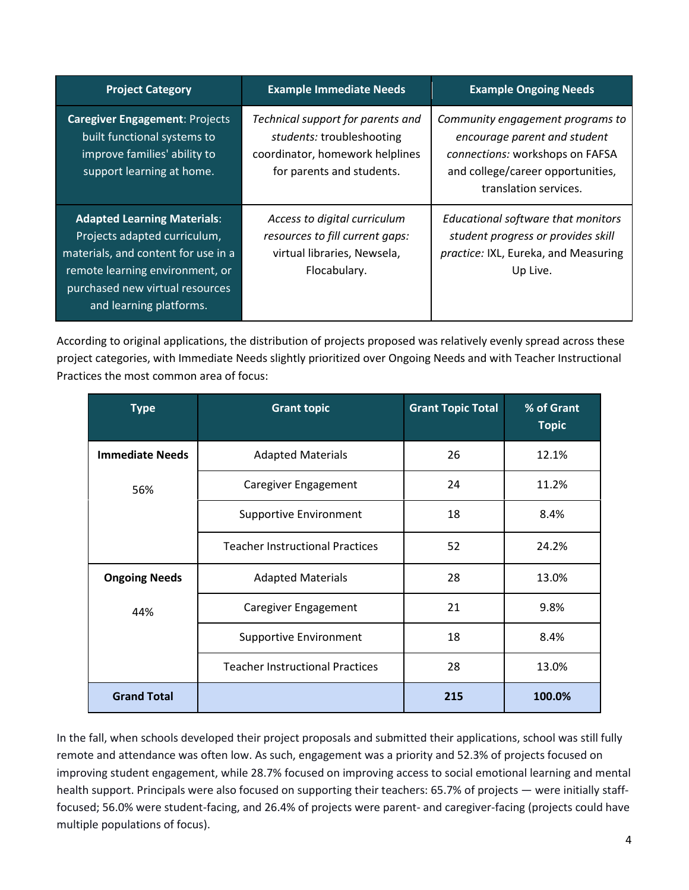| Project Category | Example Immediate Needs | Example Ongoing Needs |
|---|---|---|
| **Caregiver Engagement**: Projects built functional systems to improve families' ability to support learning at home. | *Technical support for parents and students:* troubleshooting coordinator, homework helplines for parents and students. | *Community engagement programs to encourage parent and student connections:* workshops on FAFSA and college/career opportunities, translation services. |
| **Adapted Learning Materials**: Projects adapted curriculum, materials, and content for use in a remote learning environment, or purchased new virtual resources and learning platforms. | *Access to digital curriculum resources to fill current gaps:* virtual libraries, Newsela, Flocabulary. | *Educational software that monitors student progress or provides skill practice:* IXL, Eureka, and Measuring Up Live. |

According to original applications, the distribution of projects proposed was relatively evenly spread across these project categories, with Immediate Needs slightly prioritized over Ongoing Needs and with Teacher Instructional Practices the most common area of focus:

| Type | Grant topic | Grant Topic Total | % of Grant Topic |
|---|---|---|---|
| **Immediate Needs** 56% | Adapted Materials | 26 | 12.1% |
| | Caregiver Engagement | 24 | 11.2% |
| | Supportive Environment | 18 | 8.4% |
| | Teacher Instructional Practices | 52 | 24.2% |
| **Ongoing Needs** 44% | Adapted Materials | 28 | 13.0% |
| | Caregiver Engagement | 21 | 9.8% |
| | Supportive Environment | 18 | 8.4% |
| | Teacher Instructional Practices | 28 | 13.0% |
| **Grand Total** | | **215** | **100.0%** |

In the fall, when schools developed their project proposals and submitted their applications, school was still fully remote and attendance was often low. As such, engagement was a priority and 52.3% of projects focused on improving student engagement, while 28.7% focused on improving access to social emotional learning and mental health support. Principals were also focused on supporting their teachers: 65.7% of projects — were initially staff-focused; 56.0% were student-facing, and 26.4% of projects were parent- and caregiver-facing (projects could have multiple populations of focus).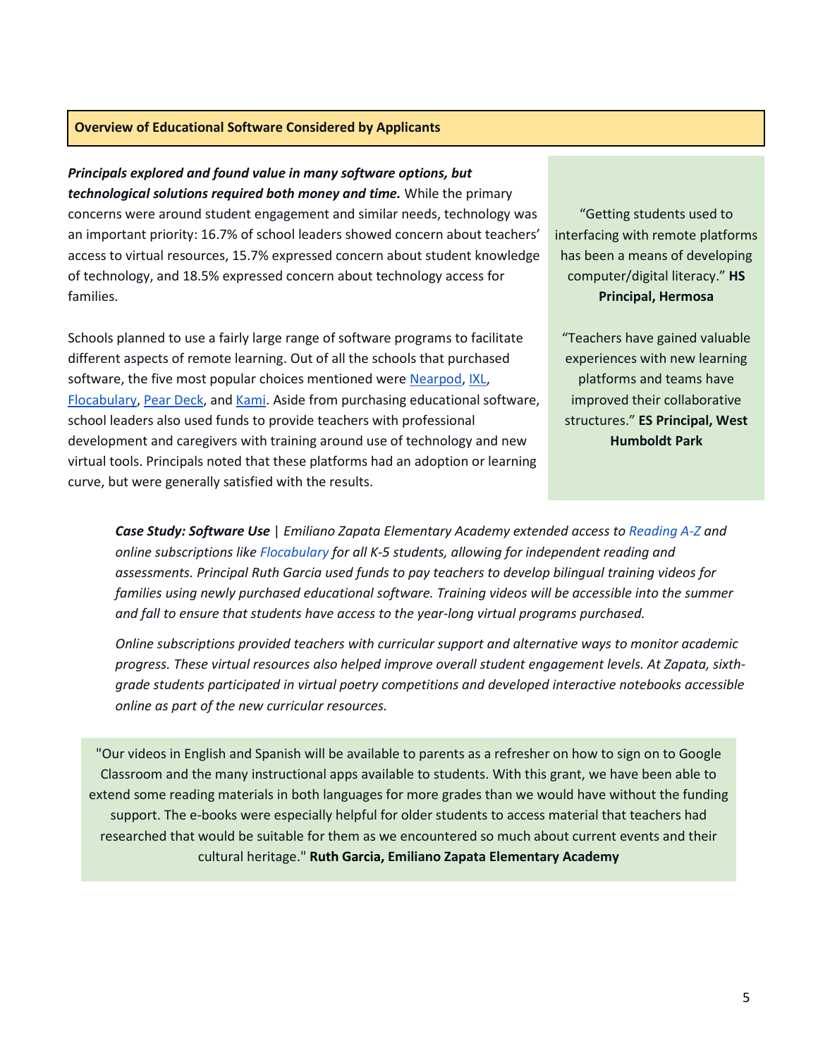**Overview of Educational Software Considered by Applicants**

***Principals explored and found value in many software options, but technological solutions required both money and time.*** While the primary concerns were around student engagement and similar needs, technology was an important priority: 16.7% of school leaders showed concern about teachers' access to virtual resources, 15.7% expressed concern about student knowledge of technology, and 18.5% expressed concern about technology access for families.

Schools planned to use a fairly large range of software programs to facilitate different aspects of remote learning. Out of all the schools that purchased software, the five most popular choices mentioned were Nearpod, IXL, Flocabulary, Pear Deck, and Kami. Aside from purchasing educational software, school leaders also used funds to provide teachers with professional development and caregivers with training around use of technology and new virtual tools. Principals noted that these platforms had an adoption or learning curve, but were generally satisfied with the results.

> "Getting students used to interfacing with remote platforms has been a means of developing computer/digital literacy." **HS Principal, Hermosa**

> "Teachers have gained valuable experiences with new learning platforms and teams have improved their collaborative structures." **ES Principal, West Humboldt Park**

***Case Study: Software Use** | Emiliano Zapata Elementary Academy extended access to Reading A-Z and online subscriptions like Flocabulary for all K-5 students, allowing for independent reading and assessments. Principal Ruth Garcia used funds to pay teachers to develop bilingual training videos for families using newly purchased educational software. Training videos will be accessible into the summer and fall to ensure that students have access to the year-long virtual programs purchased.*

*Online subscriptions provided teachers with curricular support and alternative ways to monitor academic progress. These virtual resources also helped improve overall student engagement levels. At Zapata, sixth-grade students participated in virtual poetry competitions and developed interactive notebooks accessible online as part of the new curricular resources.*

> "Our videos in English and Spanish will be available to parents as a refresher on how to sign on to Google Classroom and the many instructional apps available to students. With this grant, we have been able to extend some reading materials in both languages for more grades than we would have without the funding support. The e-books were especially helpful for older students to access material that teachers had researched that would be suitable for them as we encountered so much about current events and their cultural heritage." **Ruth Garcia, Emiliano Zapata Elementary Academy**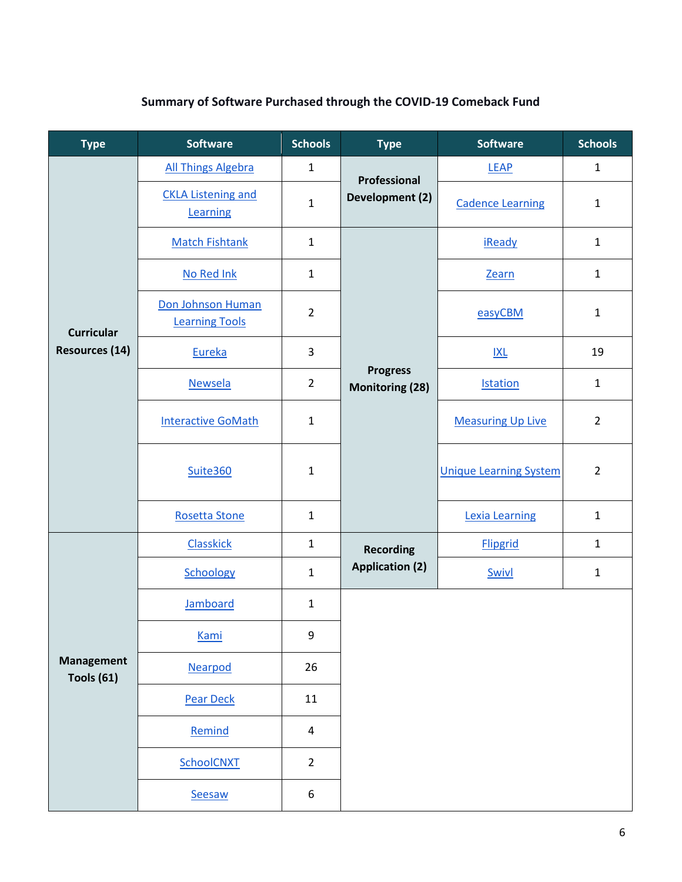**Summary of Software Purchased through the COVID-19 Comeback Fund**

| Type | Software | Schools | Type | Software | Schools |
|---|---|---|---|---|---|
| Curricular Resources (14) | All Things Algebra | 1 | Professional Development (2) | LEAP | 1 |
| | CKLA Listening and Learning | 1 | | Cadence Learning | 1 |
| | Match Fishtank | 1 | Progress Monitoring (28) | iReady | 1 |
| | No Red Ink | 1 | | Zearn | 1 |
| | Don Johnson Human Learning Tools | 2 | | easyCBM | 1 |
| | Eureka | 3 | | IXL | 19 |
| | Newsela | 2 | | Istation | 1 |
| | Interactive GoMath | 1 | | Measuring Up Live | 2 |
| | Suite360 | 1 | | Unique Learning System | 2 |
| | Rosetta Stone | 1 | | Lexia Learning | 1 |
| Management Tools (61) | Classkick | 1 | Recording Application (2) | Flipgrid | 1 |
| | Schoology | 1 | | Swivl | 1 |
| | Jamboard | 1 | | | |
| | Kami | 9 | | | |
| | Nearpod | 26 | | | |
| | Pear Deck | 11 | | | |
| | Remind | 4 | | | |
| | SchoolCNXT | 2 | | | |
| | Seesaw | 6 | | | |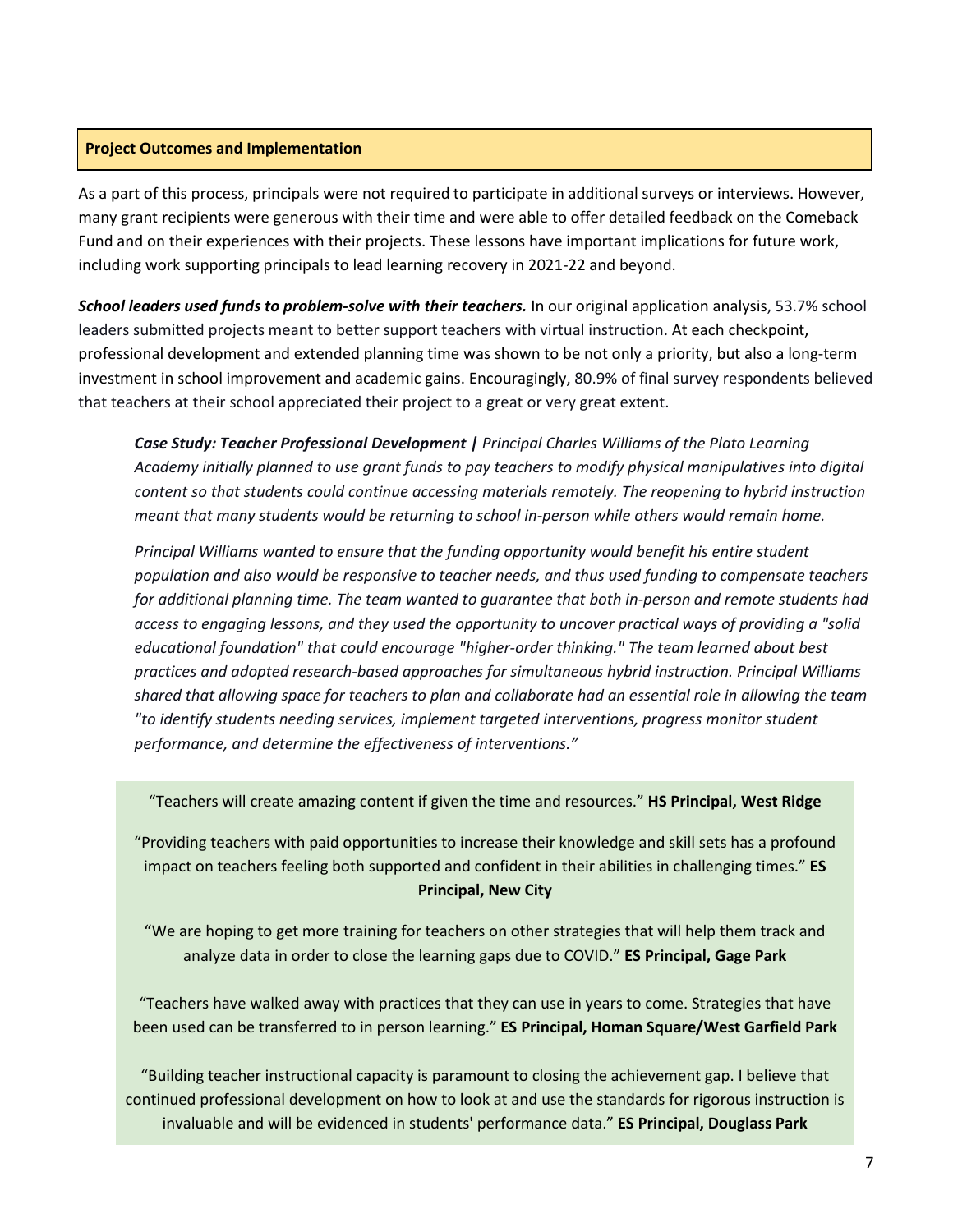## Project Outcomes and Implementation

As a part of this process, principals were not required to participate in additional surveys or interviews. However, many grant recipients were generous with their time and were able to offer detailed feedback on the Comeback Fund and on their experiences with their projects. These lessons have important implications for future work, including work supporting principals to lead learning recovery in 2021-22 and beyond.

***School leaders used funds to problem-solve with their teachers.*** In our original application analysis, 53.7% school leaders submitted projects meant to better support teachers with virtual instruction. At each checkpoint, professional development and extended planning time was shown to be not only a priority, but also a long-term investment in school improvement and academic gains. Encouragingly, 80.9% of final survey respondents believed that teachers at their school appreciated their project to a great or very great extent.

> ***Case Study: Teacher Professional Development |*** *Principal Charles Williams of the Plato Learning Academy initially planned to use grant funds to pay teachers to modify physical manipulatives into digital content so that students could continue accessing materials remotely. The reopening to hybrid instruction meant that many students would be returning to school in-person while others would remain home.*
>
> *Principal Williams wanted to ensure that the funding opportunity would benefit his entire student population and also would be responsive to teacher needs, and thus used funding to compensate teachers for additional planning time. The team wanted to guarantee that both in-person and remote students had access to engaging lessons, and they used the opportunity to uncover practical ways of providing a "solid educational foundation" that could encourage "higher-order thinking." The team learned about best practices and adopted research-based approaches for simultaneous hybrid instruction. Principal Williams shared that allowing space for teachers to plan and collaborate had an essential role in allowing the team "to identify students needing services, implement targeted interventions, progress monitor student performance, and determine the effectiveness of interventions."*

"Teachers will create amazing content if given the time and resources." **HS Principal, West Ridge**

"Providing teachers with paid opportunities to increase their knowledge and skill sets has a profound impact on teachers feeling both supported and confident in their abilities in challenging times." **ES Principal, New City**

"We are hoping to get more training for teachers on other strategies that will help them track and analyze data in order to close the learning gaps due to COVID." **ES Principal, Gage Park**

"Teachers have walked away with practices that they can use in years to come. Strategies that have been used can be transferred to in person learning." **ES Principal, Homan Square/West Garfield Park**

"Building teacher instructional capacity is paramount to closing the achievement gap. I believe that continued professional development on how to look at and use the standards for rigorous instruction is invaluable and will be evidenced in students' performance data." **ES Principal, Douglass Park**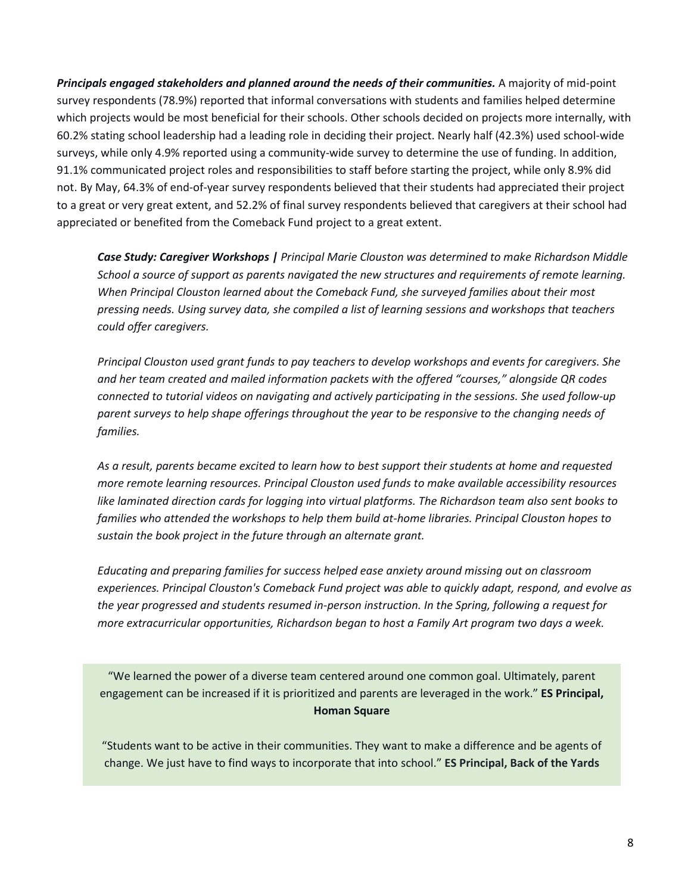***Principals engaged stakeholders and planned around the needs of their communities.*** A majority of mid-point survey respondents (78.9%) reported that informal conversations with students and families helped determine which projects would be most beneficial for their schools. Other schools decided on projects more internally, with 60.2% stating school leadership had a leading role in deciding their project. Nearly half (42.3%) used school-wide surveys, while only 4.9% reported using a community-wide survey to determine the use of funding. In addition, 91.1% communicated project roles and responsibilities to staff before starting the project, while only 8.9% did not. By May, 64.3% of end-of-year survey respondents believed that their students had appreciated their project to a great or very great extent, and 52.2% of final survey respondents believed that caregivers at their school had appreciated or benefited from the Comeback Fund project to a great extent.

> ***Case Study: Caregiver Workshops |*** *Principal Marie Clouston was determined to make Richardson Middle School a source of support as parents navigated the new structures and requirements of remote learning. When Principal Clouston learned about the Comeback Fund, she surveyed families about their most pressing needs. Using survey data, she compiled a list of learning sessions and workshops that teachers could offer caregivers.*
>
> *Principal Clouston used grant funds to pay teachers to develop workshops and events for caregivers. She and her team created and mailed information packets with the offered "courses," alongside QR codes connected to tutorial videos on navigating and actively participating in the sessions. She used follow-up parent surveys to help shape offerings throughout the year to be responsive to the changing needs of families.*
>
> *As a result, parents became excited to learn how to best support their students at home and requested more remote learning resources. Principal Clouston used funds to make available accessibility resources like laminated direction cards for logging into virtual platforms. The Richardson team also sent books to families who attended the workshops to help them build at-home libraries. Principal Clouston hopes to sustain the book project in the future through an alternate grant.*
>
> *Educating and preparing families for success helped ease anxiety around missing out on classroom experiences. Principal Clouston's Comeback Fund project was able to quickly adapt, respond, and evolve as the year progressed and students resumed in-person instruction. In the Spring, following a request for more extracurricular opportunities, Richardson began to host a Family Art program two days a week.*

"We learned the power of a diverse team centered around one common goal. Ultimately, parent engagement can be increased if it is prioritized and parents are leveraged in the work." **ES Principal, Homan Square**

"Students want to be active in their communities. They want to make a difference and be agents of change. We just have to find ways to incorporate that into school." **ES Principal, Back of the Yards**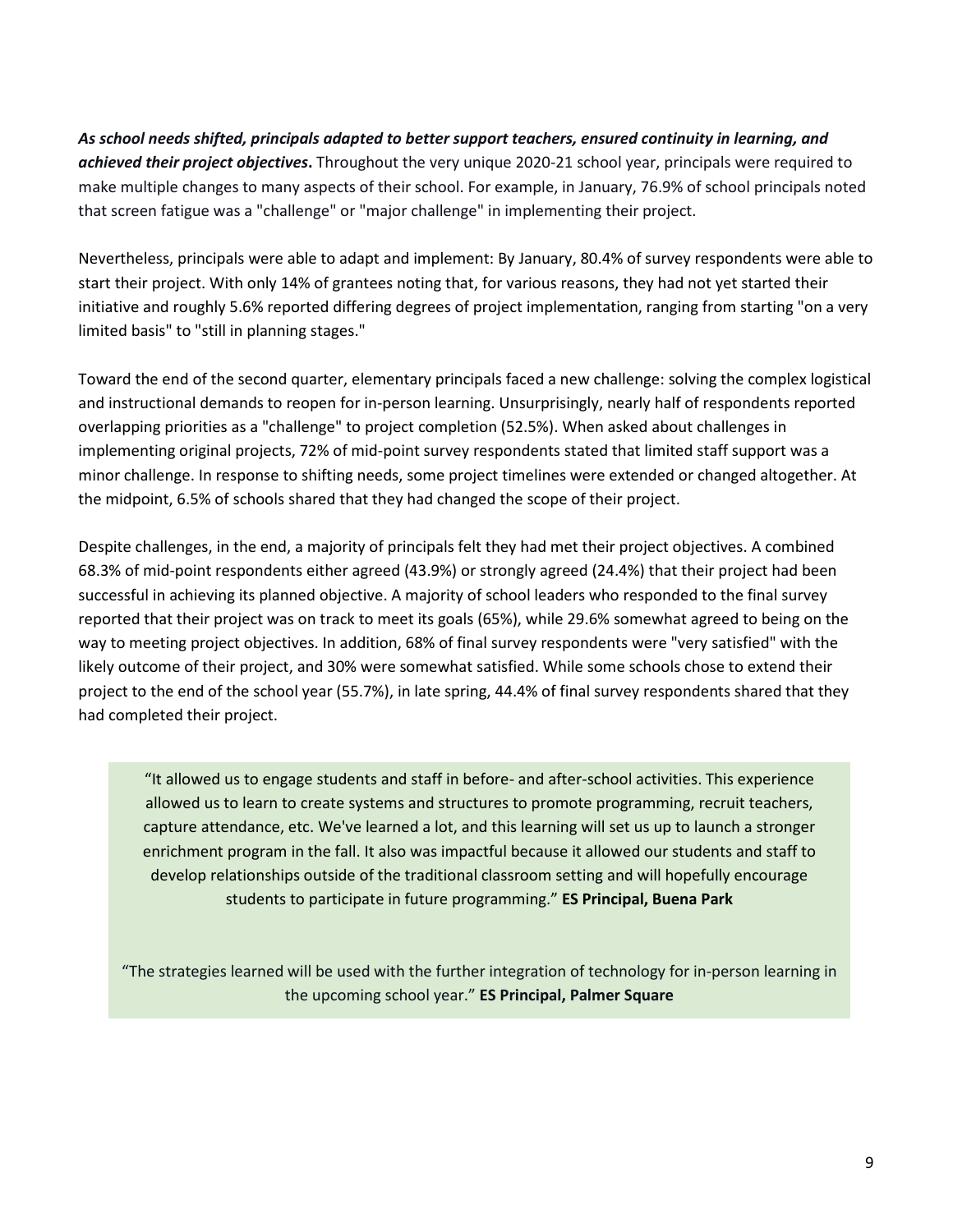***As school needs shifted, principals adapted to better support teachers, ensured continuity in learning, and achieved their project objectives*.** Throughout the very unique 2020-21 school year, principals were required to make multiple changes to many aspects of their school. For example, in January, 76.9% of school principals noted that screen fatigue was a "challenge" or "major challenge" in implementing their project.

Nevertheless, principals were able to adapt and implement: By January, 80.4% of survey respondents were able to start their project. With only 14% of grantees noting that, for various reasons, they had not yet started their initiative and roughly 5.6% reported differing degrees of project implementation, ranging from starting "on a very limited basis" to "still in planning stages."

Toward the end of the second quarter, elementary principals faced a new challenge: solving the complex logistical and instructional demands to reopen for in-person learning. Unsurprisingly, nearly half of respondents reported overlapping priorities as a "challenge" to project completion (52.5%). When asked about challenges in implementing original projects, 72% of mid-point survey respondents stated that limited staff support was a minor challenge. In response to shifting needs, some project timelines were extended or changed altogether. At the midpoint, 6.5% of schools shared that they had changed the scope of their project.

Despite challenges, in the end, a majority of principals felt they had met their project objectives. A combined 68.3% of mid-point respondents either agreed (43.9%) or strongly agreed (24.4%) that their project had been successful in achieving its planned objective. A majority of school leaders who responded to the final survey reported that their project was on track to meet its goals (65%), while 29.6% somewhat agreed to being on the way to meeting project objectives. In addition, 68% of final survey respondents were "very satisfied" with the likely outcome of their project, and 30% were somewhat satisfied. While some schools chose to extend their project to the end of the school year (55.7%), in late spring, 44.4% of final survey respondents shared that they had completed their project.

> "It allowed us to engage students and staff in before- and after-school activities. This experience allowed us to learn to create systems and structures to promote programming, recruit teachers, capture attendance, etc. We've learned a lot, and this learning will set us up to launch a stronger enrichment program in the fall. It also was impactful because it allowed our students and staff to develop relationships outside of the traditional classroom setting and will hopefully encourage students to participate in future programming." **ES Principal, Buena Park**
>
> "The strategies learned will be used with the further integration of technology for in-person learning in the upcoming school year." **ES Principal, Palmer Square**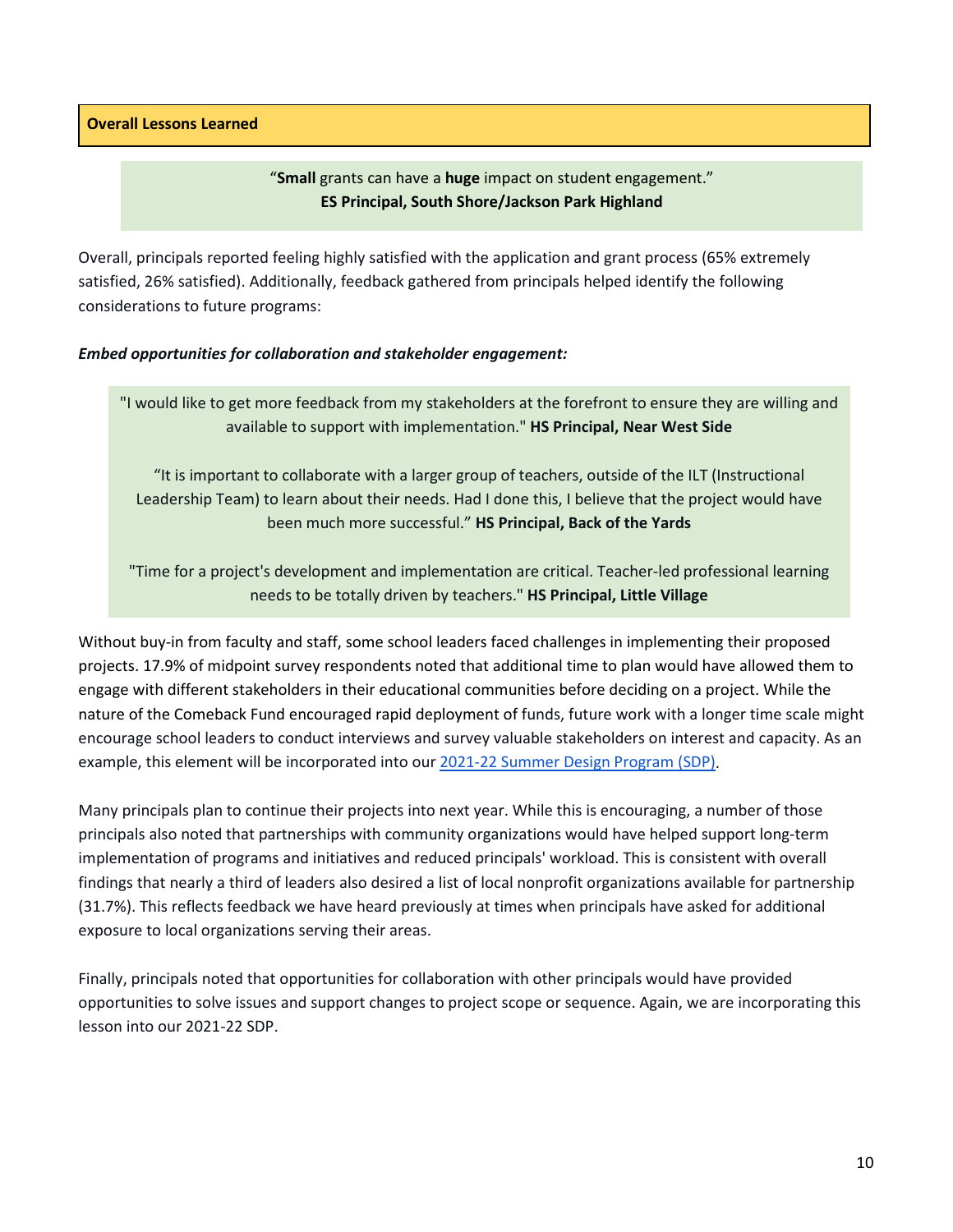## Overall Lessons Learned

> "**Small** grants can have a **huge** impact on student engagement."
> **ES Principal, South Shore/Jackson Park Highland**

Overall, principals reported feeling highly satisfied with the application and grant process (65% extremely satisfied, 26% satisfied). Additionally, feedback gathered from principals helped identify the following considerations to future programs:

***Embed opportunities for collaboration and stakeholder engagement:***

> "I would like to get more feedback from my stakeholders at the forefront to ensure they are willing and available to support with implementation." **HS Principal, Near West Side**
>
> "It is important to collaborate with a larger group of teachers, outside of the ILT (Instructional Leadership Team) to learn about their needs. Had I done this, I believe that the project would have been much more successful." **HS Principal, Back of the Yards**
>
> "Time for a project's development and implementation are critical. Teacher-led professional learning needs to be totally driven by teachers." **HS Principal, Little Village**

Without buy-in from faculty and staff, some school leaders faced challenges in implementing their proposed projects. 17.9% of midpoint survey respondents noted that additional time to plan would have allowed them to engage with different stakeholders in their educational communities before deciding on a project. While the nature of the Comeback Fund encouraged rapid deployment of funds, future work with a longer time scale might encourage school leaders to conduct interviews and survey valuable stakeholders on interest and capacity. As an example, this element will be incorporated into our [2021-22 Summer Design Program (SDP)](#).

Many principals plan to continue their projects into next year. While this is encouraging, a number of those principals also noted that partnerships with community organizations would have helped support long-term implementation of programs and initiatives and reduced principals' workload. This is consistent with overall findings that nearly a third of leaders also desired a list of local nonprofit organizations available for partnership (31.7%). This reflects feedback we have heard previously at times when principals have asked for additional exposure to local organizations serving their areas.

Finally, principals noted that opportunities for collaboration with other principals would have provided opportunities to solve issues and support changes to project scope or sequence. Again, we are incorporating this lesson into our 2021-22 SDP.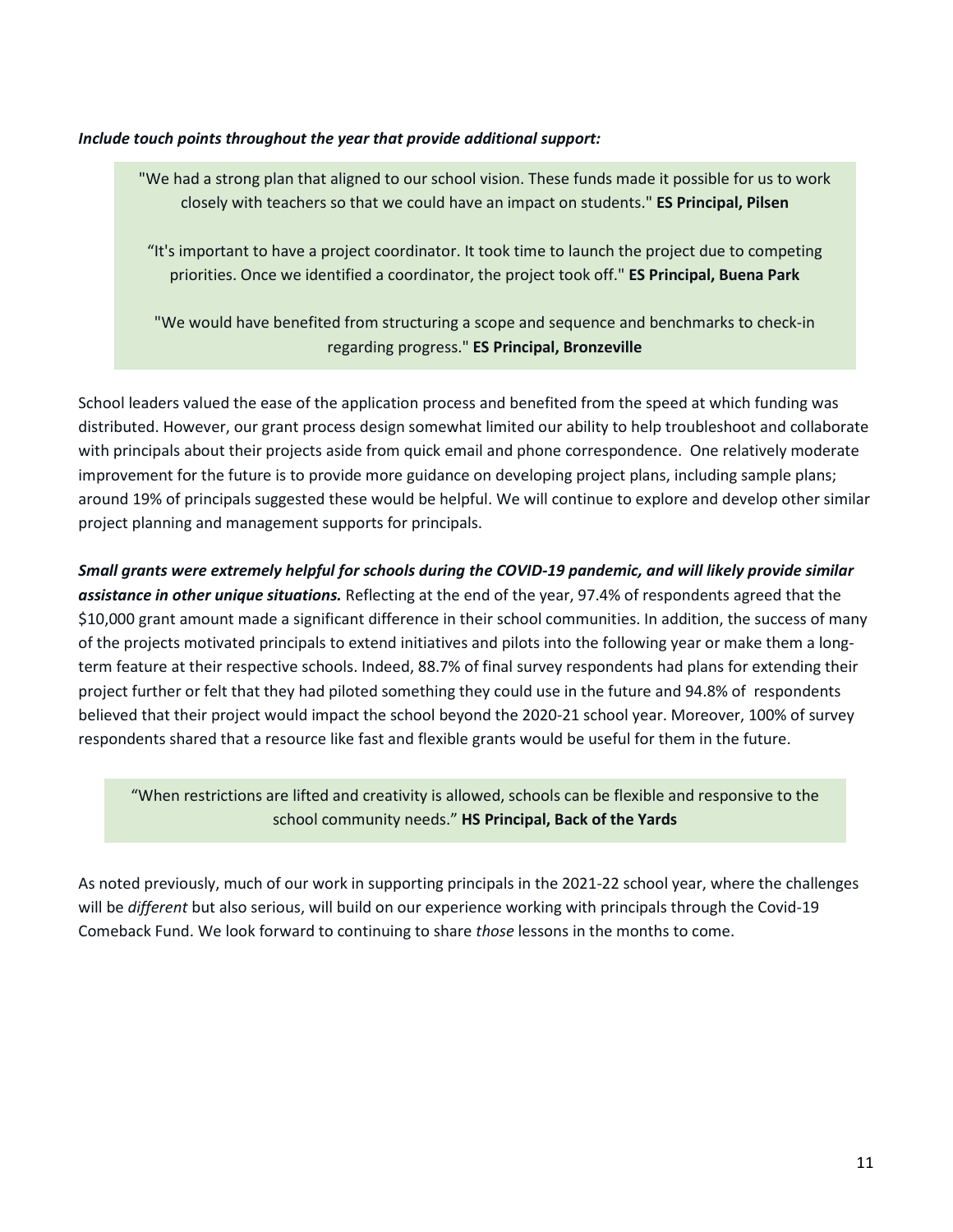***Include touch points throughout the year that provide additional support:***

> "We had a strong plan that aligned to our school vision. These funds made it possible for us to work closely with teachers so that we could have an impact on students." **ES Principal, Pilsen**
>
> "It's important to have a project coordinator. It took time to launch the project due to competing priorities. Once we identified a coordinator, the project took off." **ES Principal, Buena Park**
>
> "We would have benefited from structuring a scope and sequence and benchmarks to check-in regarding progress." **ES Principal, Bronzeville**

School leaders valued the ease of the application process and benefited from the speed at which funding was distributed. However, our grant process design somewhat limited our ability to help troubleshoot and collaborate with principals about their projects aside from quick email and phone correspondence. One relatively moderate improvement for the future is to provide more guidance on developing project plans, including sample plans; around 19% of principals suggested these would be helpful. We will continue to explore and develop other similar project planning and management supports for principals.

***Small grants were extremely helpful for schools during the COVID-19 pandemic, and will likely provide similar assistance in other unique situations.*** Reflecting at the end of the year, 97.4% of respondents agreed that the $10,000 grant amount made a significant difference in their school communities. In addition, the success of many of the projects motivated principals to extend initiatives and pilots into the following year or make them a long-term feature at their respective schools. Indeed, 88.7% of final survey respondents had plans for extending their project further or felt that they had piloted something they could use in the future and 94.8% of respondents believed that their project would impact the school beyond the 2020-21 school year. Moreover, 100% of survey respondents shared that a resource like fast and flexible grants would be useful for them in the future.

> "When restrictions are lifted and creativity is allowed, schools can be flexible and responsive to the school community needs." **HS Principal, Back of the Yards**

As noted previously, much of our work in supporting principals in the 2021-22 school year, where the challenges will be *different* but also serious, will build on our experience working with principals through the Covid-19 Comeback Fund. We look forward to continuing to share *those* lessons in the months to come.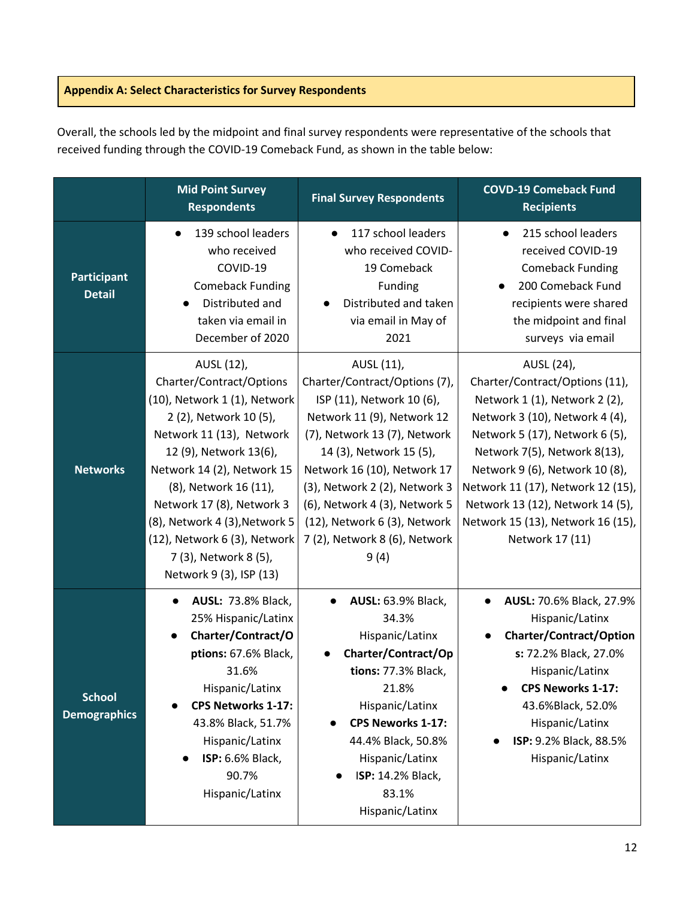## Appendix A: Select Characteristics for Survey Respondents

Overall, the schools led by the midpoint and final survey respondents were representative of the schools that received funding through the COVID-19 Comeback Fund, as shown in the table below:

| | Mid Point Survey Respondents | Final Survey Respondents | COVD-19 Comeback Fund Recipients |
|---|---|---|---|
| **Participant Detail** | • 139 school leaders who received COVID-19 Comeback Funding<br>• Distributed and taken via email in December of 2020 | • 117 school leaders who received COVID-19 Comeback Funding<br>• Distributed and taken via email in May of 2021 | • 215 school leaders received COVID-19 Comeback Funding<br>• 200 Comeback Fund recipients were shared the midpoint and final surveys via email |
| **Networks** | AUSL (12), Charter/Contract/Options (10), Network 1 (1), Network 2 (2), Network 10 (5), Network 11 (13), Network 12 (9), Network 13(6), Network 14 (2), Network 15 (8), Network 16 (11), Network 17 (8), Network 3 (8), Network 4 (3),Network 5 (12), Network 6 (3), Network 7 (3), Network 8 (5), Network 9 (3), ISP (13) | AUSL (11), Charter/Contract/Options (7), ISP (11), Network 10 (6), Network 11 (9), Network 12 (7), Network 13 (7), Network 14 (3), Network 15 (5), Network 16 (10), Network 17 (3), Network 2 (2), Network 3 (6), Network 4 (3), Network 5 (12), Network 6 (3), Network 7 (2), Network 8 (6), Network 9 (4) | AUSL (24), Charter/Contract/Options (11), Network 1 (1), Network 2 (2), Network 3 (10), Network 4 (4), Network 5 (17), Network 6 (5), Network 7(5), Network 8(13), Network 9 (6), Network 10 (8), Network 11 (17), Network 12 (15), Network 13 (12), Network 14 (5), Network 15 (13), Network 16 (15), Network 17 (11) |
| **School Demographics** | • **AUSL:** 73.8% Black, 25% Hispanic/Latinx<br>• **Charter/Contract/Options:** 67.6% Black, 31.6% Hispanic/Latinx<br>• **CPS Networks 1-17:** 43.8% Black, 51.7% Hispanic/Latinx<br>• **ISP:** 6.6% Black, 90.7% Hispanic/Latinx | • **AUSL:** 63.9% Black, 34.3% Hispanic/Latinx<br>• **Charter/Contract/Options:** 77.3% Black, 21.8% Hispanic/Latinx<br>• **CPS Neworks 1-17:** 44.4% Black, 50.8% Hispanic/Latinx<br>• **ISP:** 14.2% Black, 83.1% Hispanic/Latinx | • **AUSL:** 70.6% Black, 27.9% Hispanic/Latinx<br>• **Charter/Contract/Options:** 72.2% Black, 27.0% Hispanic/Latinx<br>• **CPS Neworks 1-17:** 43.6%Black, 52.0% Hispanic/Latinx<br>• **ISP:** 9.2% Black, 88.5% Hispanic/Latinx |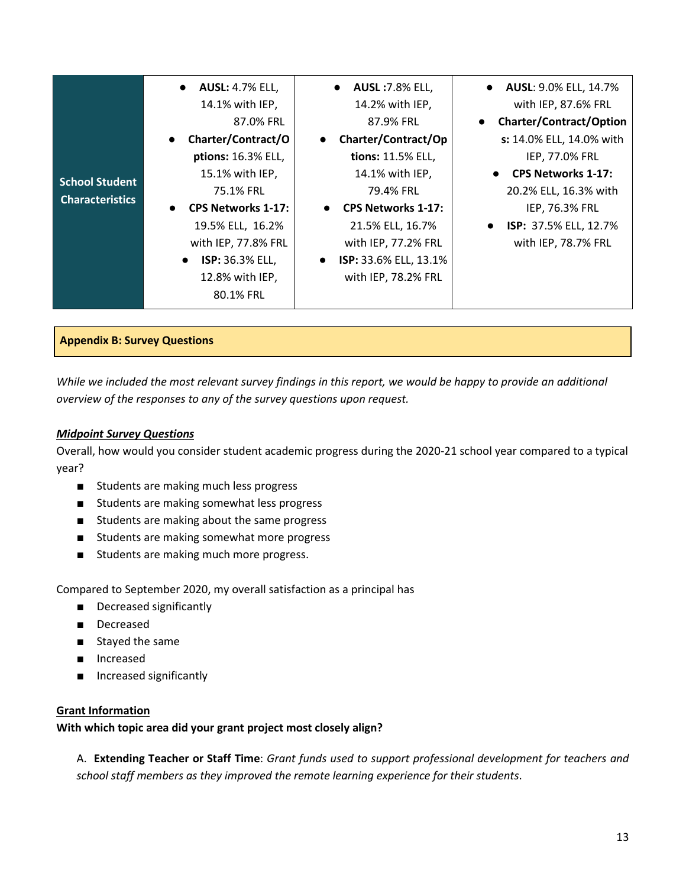| School Student Characteristics | <ul><li>**AUSL:** 4.7% ELL, 14.1% with IEP, 87.0% FRL</li><li>**Charter/Contract/Options:** 16.3% ELL, 15.1% with IEP, 75.1% FRL</li><li>**CPS Networks 1-17:** 19.5% ELL, 16.2% with IEP, 77.8% FRL</li><li>**ISP:** 36.3% ELL, 12.8% with IEP, 80.1% FRL</li></ul> | <ul><li>**AUSL :**7.8% ELL, 14.2% with IEP, 87.9% FRL</li><li>**Charter/Contract/Options:** 11.5% ELL, 14.1% with IEP, 79.4% FRL</li><li>**CPS Networks 1-17:** 21.5% ELL, 16.7% with IEP, 77.2% FRL</li><li>**ISP:** 33.6% ELL, 13.1% with IEP, 78.2% FRL</li></ul> | <ul><li>**AUSL**: 9.0% ELL, 14.7% with IEP, 87.6% FRL</li><li>**Charter/Contract/Options:** 14.0% ELL, 14.0% with IEP, 77.0% FRL</li><li>**CPS Networks 1-17:** 20.2% ELL, 16.3% with IEP, 76.3% FRL</li><li>**ISP:** 37.5% ELL, 12.7% with IEP, 78.7% FRL</li></ul> |
|---|---|---|---|

**Appendix B: Survey Questions**

*While we included the most relevant survey findings in this report, we would be happy to provide an additional overview of the responses to any of the survey questions upon request.*

***Midpoint Survey Questions***

Overall, how would you consider student academic progress during the 2020-21 school year compared to a typical year?

- Students are making much less progress
- Students are making somewhat less progress
- Students are making about the same progress
- Students are making somewhat more progress
- Students are making much more progress.

Compared to September 2020, my overall satisfaction as a principal has

- Decreased significantly
- Decreased
- Stayed the same
- Increased
- Increased significantly

**Grant Information**

**With which topic area did your grant project most closely align?**

A. **Extending Teacher or Staff Time**: *Grant funds used to support professional development for teachers and school staff members as they improved the remote learning experience for their students*.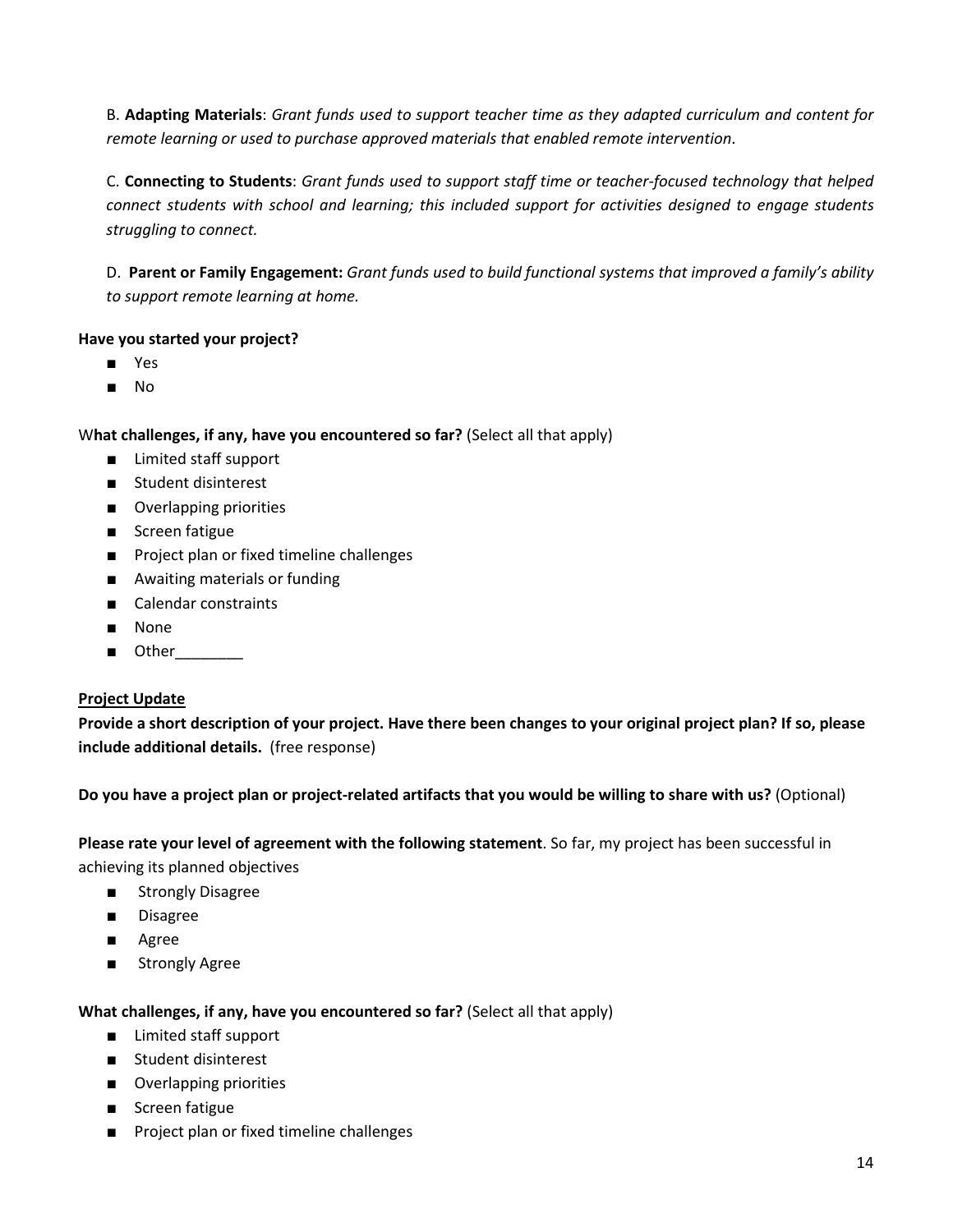B. **Adapting Materials**: *Grant funds used to support teacher time as they adapted curriculum and content for remote learning or used to purchase approved materials that enabled remote intervention*.

C. **Connecting to Students**: *Grant funds used to support staff time or teacher-focused technology that helped connect students with school and learning; this included support for activities designed to engage students struggling to connect.*

D. **Parent or Family Engagement:** *Grant funds used to build functional systems that improved a family's ability to support remote learning at home.*

**Have you started your project?**

- Yes
- No

W**hat challenges, if any, have you encountered so far?** (Select all that apply)

- Limited staff support
- Student disinterest
- Overlapping priorities
- Screen fatigue
- Project plan or fixed timeline challenges
- Awaiting materials or funding
- Calendar constraints
- None
- Other________

**Project Update**

**Provide a short description of your project. Have there been changes to your original project plan? If so, please include additional details.** (free response)

**Do you have a project plan or project-related artifacts that you would be willing to share with us?** (Optional)

**Please rate your level of agreement with the following statement**. So far, my project has been successful in achieving its planned objectives

- Strongly Disagree
- Disagree
- Agree
- Strongly Agree

**What challenges, if any, have you encountered so far?** (Select all that apply)

- Limited staff support
- Student disinterest
- Overlapping priorities
- Screen fatigue
- Project plan or fixed timeline challenges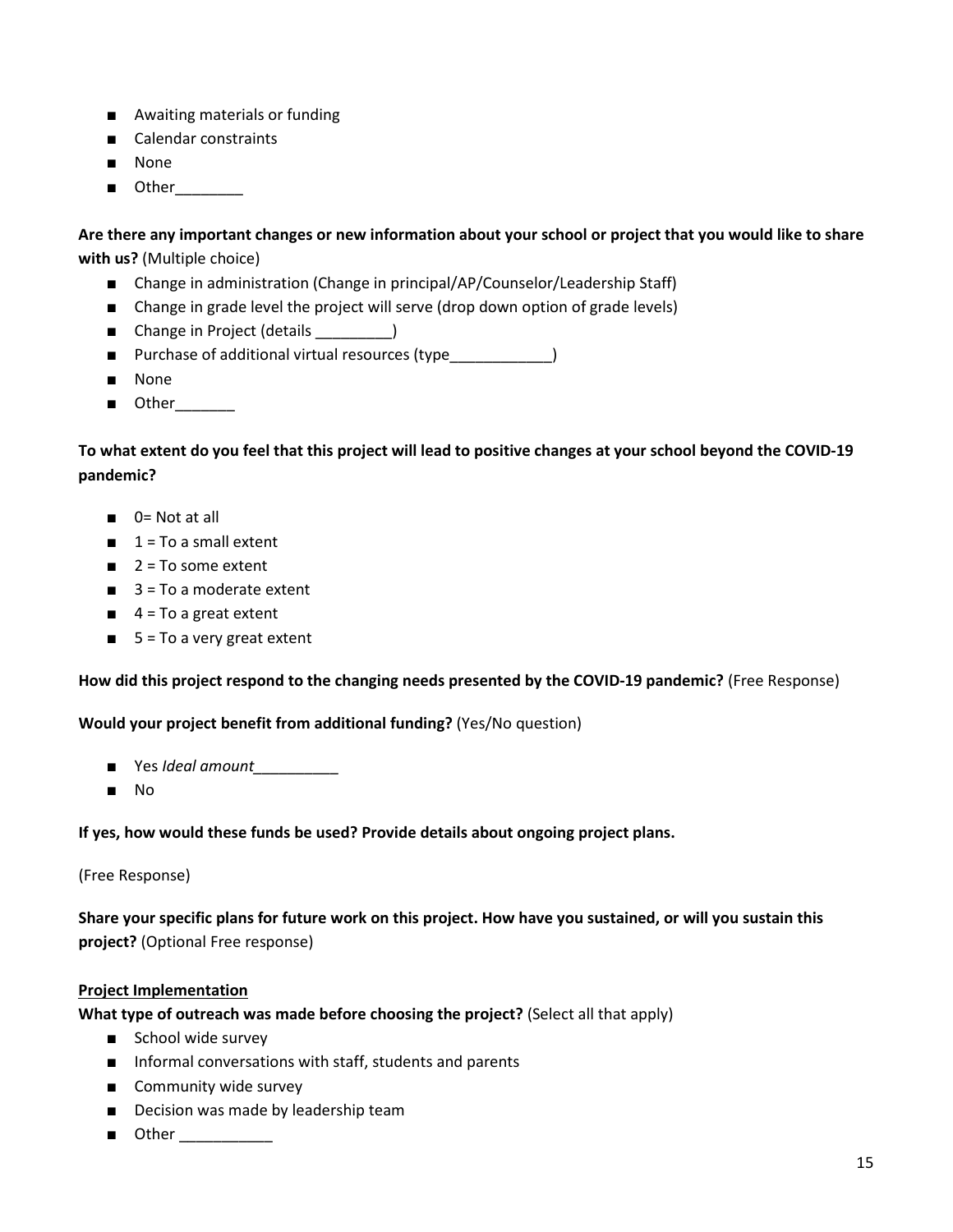- Awaiting materials or funding
- Calendar constraints
- None
- Other________

**Are there any important changes or new information about your school or project that you would like to share with us?** (Multiple choice)

- Change in administration (Change in principal/AP/Counselor/Leadership Staff)
- Change in grade level the project will serve (drop down option of grade levels)
- Change in Project (details _________)
- Purchase of additional virtual resources (type____________)
- None
- Other_______

**To what extent do you feel that this project will lead to positive changes at your school beyond the COVID-19 pandemic?**

- 0= Not at all
- 1 = To a small extent
- 2 = To some extent
- 3 = To a moderate extent
- 4 = To a great extent
- 5 = To a very great extent

**How did this project respond to the changing needs presented by the COVID-19 pandemic?** (Free Response)

**Would your project benefit from additional funding?** (Yes/No question)

- Yes *Ideal amount*__________
- No

**If yes, how would these funds be used? Provide details about ongoing project plans.**

(Free Response)

**Share your specific plans for future work on this project. How have you sustained, or will you sustain this project?** (Optional Free response)

**<u>Project Implementation</u>**

**What type of outreach was made before choosing the project?** (Select all that apply)

- School wide survey
- Informal conversations with staff, students and parents
- Community wide survey
- Decision was made by leadership team
- Other ___________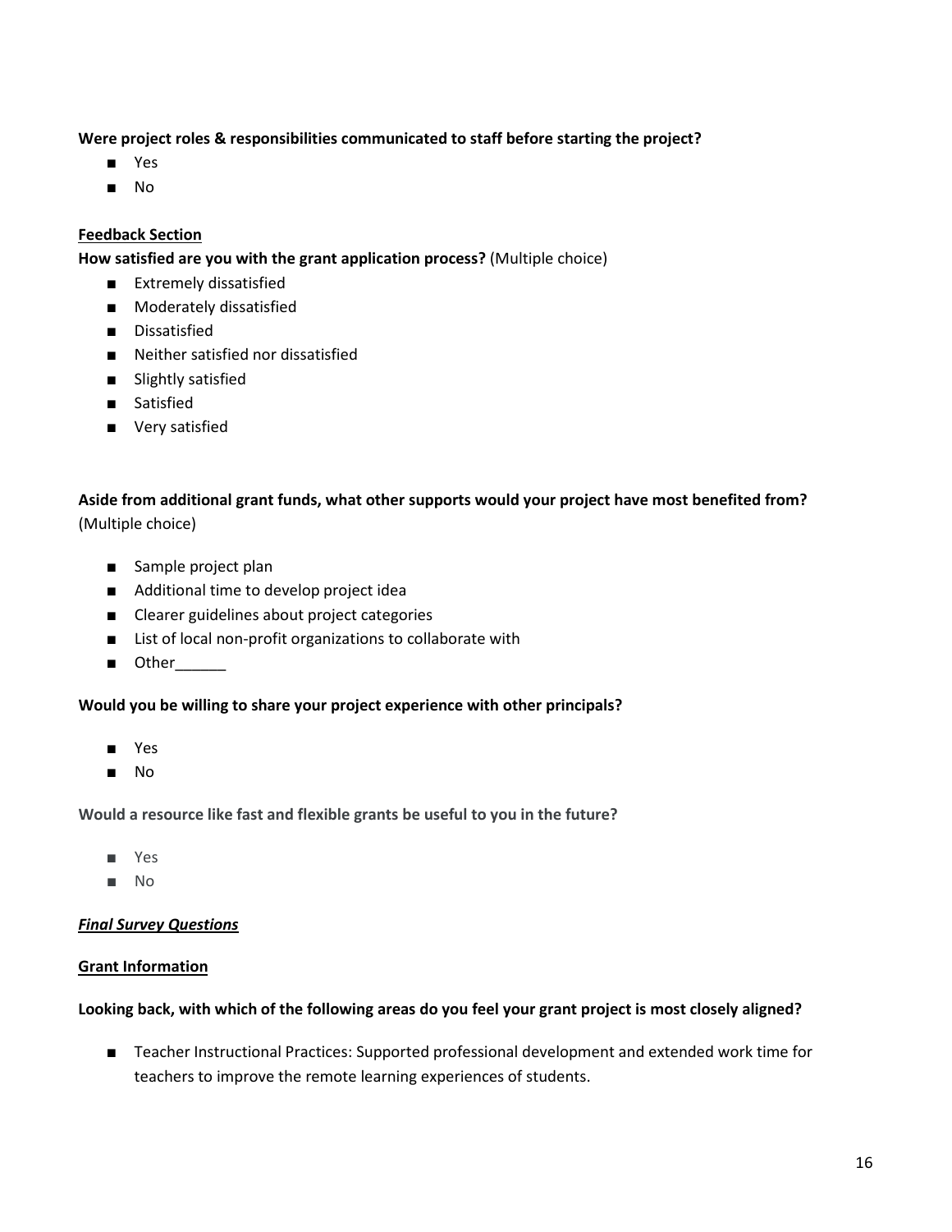**Were project roles & responsibilities communicated to staff before starting the project?**

- Yes
- No

**Feedback Section**

**How satisfied are you with the grant application process?** (Multiple choice)

- Extremely dissatisfied
- Moderately dissatisfied
- Dissatisfied
- Neither satisfied nor dissatisfied
- Slightly satisfied
- Satisfied
- Very satisfied

**Aside from additional grant funds, what other supports would your project have most benefited from?** (Multiple choice)

- Sample project plan
- Additional time to develop project idea
- Clearer guidelines about project categories
- List of local non-profit organizations to collaborate with
- Other______

**Would you be willing to share your project experience with other principals?**

- Yes
- No

**Would a resource like fast and flexible grants be useful to you in the future?**

- Yes
- No

***Final Survey Questions***

**Grant Information**

**Looking back, with which of the following areas do you feel your grant project is most closely aligned?**

- Teacher Instructional Practices: Supported professional development and extended work time for teachers to improve the remote learning experiences of students.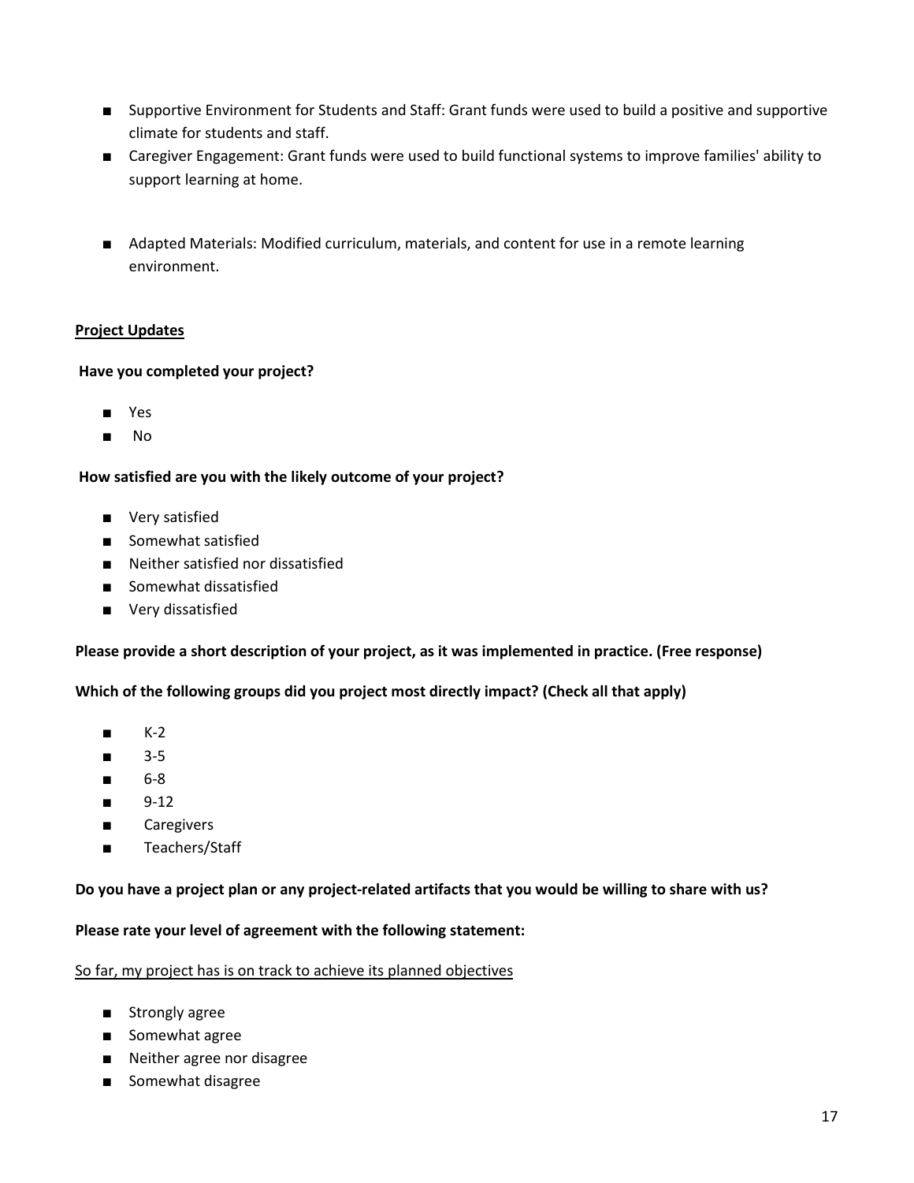- Supportive Environment for Students and Staff: Grant funds were used to build a positive and supportive climate for students and staff.
- Caregiver Engagement: Grant funds were used to build functional systems to improve families' ability to support learning at home.
- Adapted Materials: Modified curriculum, materials, and content for use in a remote learning environment.

**<u>Project Updates</u>**

**Have you completed your project?**

- Yes
- No

**How satisfied are you with the likely outcome of your project?**

- Very satisfied
- Somewhat satisfied
- Neither satisfied nor dissatisfied
- Somewhat dissatisfied
- Very dissatisfied

**Please provide a short description of your project, as it was implemented in practice. (Free response)**

**Which of the following groups did you project most directly impact? (Check all that apply)**

- K-2
- 3-5
- 6-8
- 9-12
- Caregivers
- Teachers/Staff

**Do you have a project plan or any project-related artifacts that you would be willing to share with us?**

**Please rate your level of agreement with the following statement:**

<u>So far, my project has is on track to achieve its planned objectives</u>

- Strongly agree
- Somewhat agree
- Neither agree nor disagree
- Somewhat disagree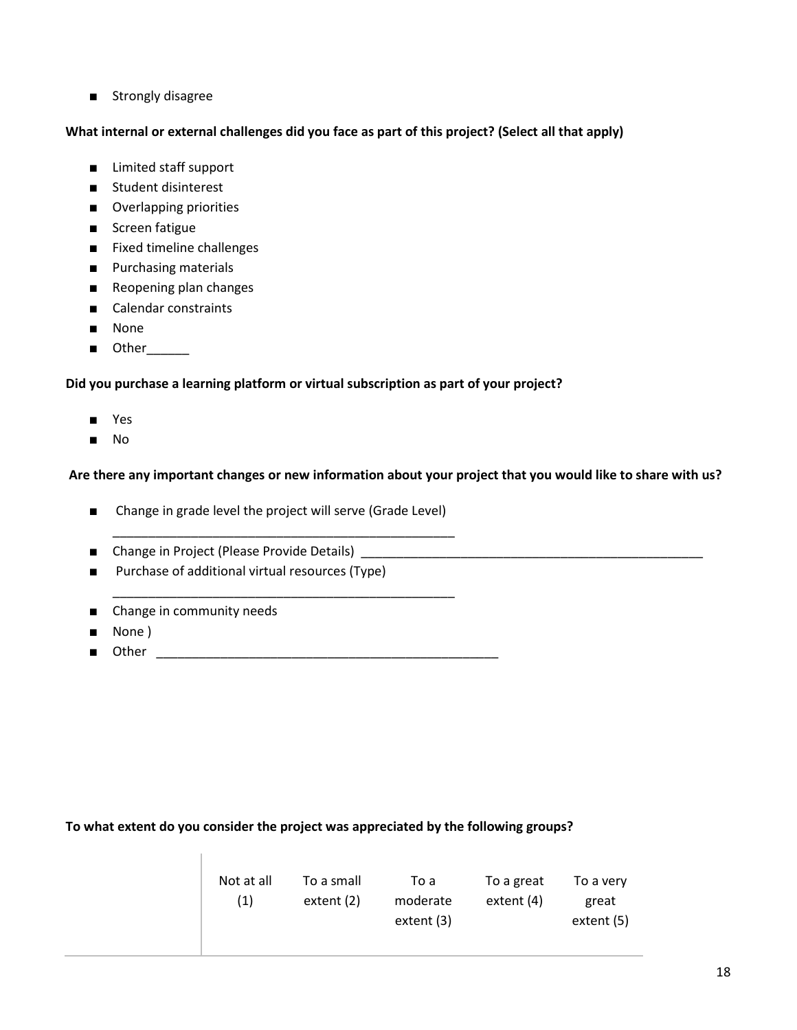- Strongly disagree

**What internal or external challenges did you face as part of this project? (Select all that apply)**

- Limited staff support
- Student disinterest
- Overlapping priorities
- Screen fatigue
- Fixed timeline challenges
- Purchasing materials
- Reopening plan changes
- Calendar constraints
- None
- Other______

**Did you purchase a learning platform or virtual subscription as part of your project?**

- Yes
- No

**Are there any important changes or new information about your project that you would like to share with us?**

- Change in grade level the project will serve (Grade Level) __________________________________________________
- Change in Project (Please Provide Details) __________________________________________________
- Purchase of additional virtual resources (Type) __________________________________________________
- Change in community needs
- None )
- Other __________________________________________________

**To what extent do you consider the project was appreciated by the following groups?**

| | Not at all (1) | To a small extent (2) | To a moderate extent (3) | To a great extent (4) | To a very great extent (5) |
|---|---|---|---|---|---|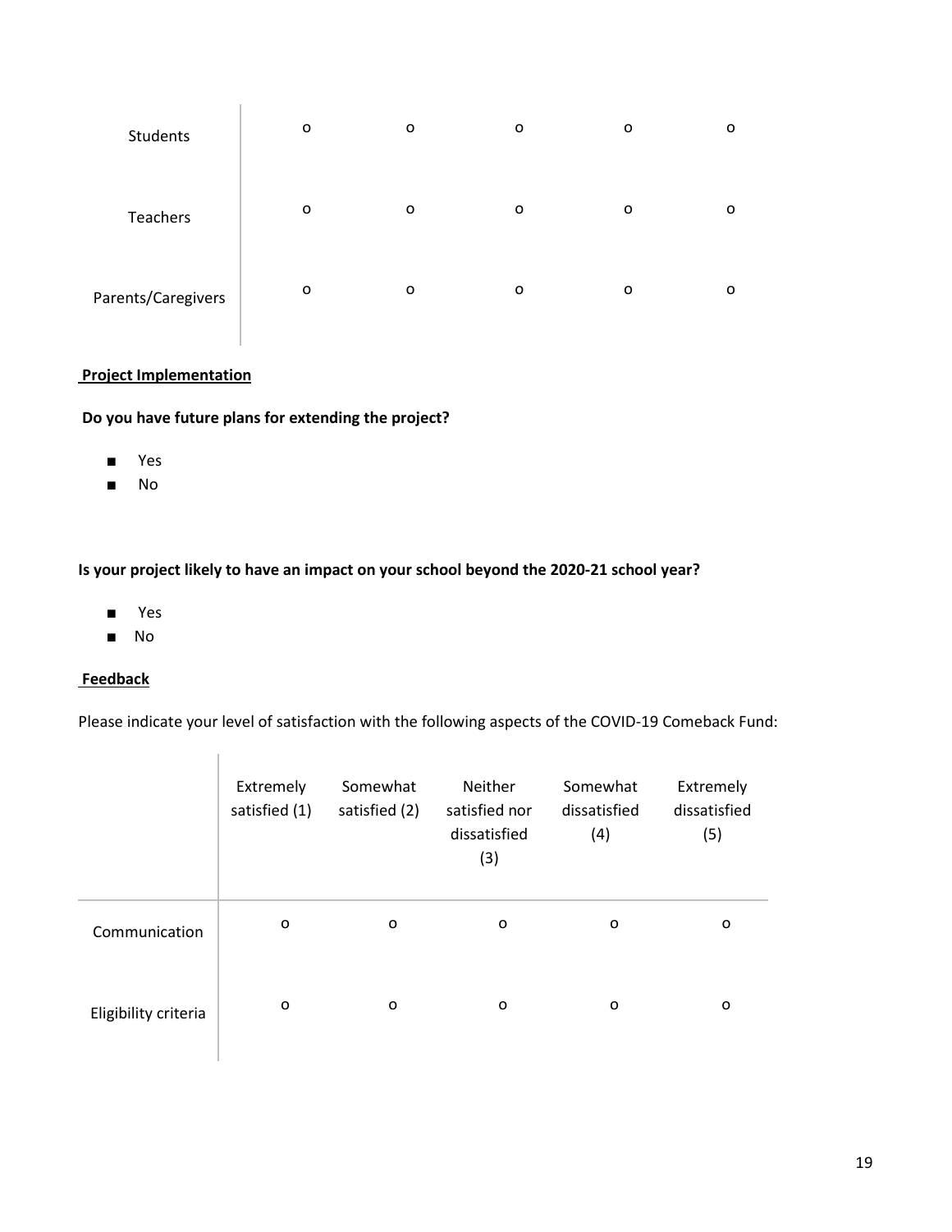| | | | | | |
|---|---|---|---|---|---|
| Students | o | o | o | o | o |
| Teachers | o | o | o | o | o |
| Parents/Caregivers | o | o | o | o | o |

**Project Implementation**

**Do you have future plans for extending the project?**

- Yes
- No

**Is your project likely to have an impact on your school beyond the 2020-21 school year?**

- Yes
- No

**Feedback**

Please indicate your level of satisfaction with the following aspects of the COVID-19 Comeback Fund:

| | Extremely satisfied (1) | Somewhat satisfied (2) | Neither satisfied nor dissatisfied (3) | Somewhat dissatisfied (4) | Extremely dissatisfied (5) |
|---|---|---|---|---|---|
| Communication | o | o | o | o | o |
| Eligibility criteria | o | o | o | o | o |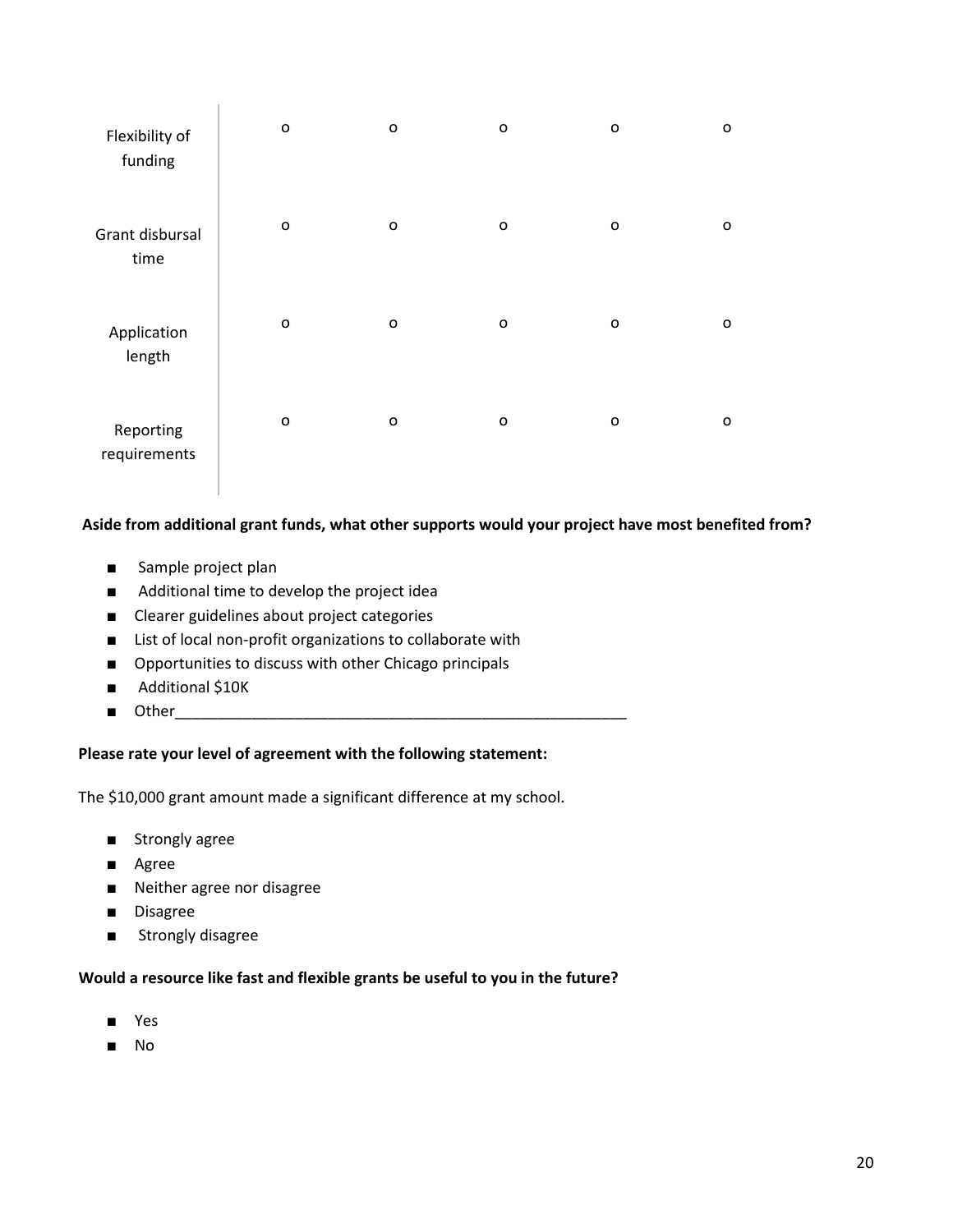| | | | | | |
|---|---|---|---|---|---|
| Flexibility of funding | o | o | o | o | o |
| Grant disbursal time | o | o | o | o | o |
| Application length | o | o | o | o | o |
| Reporting requirements | o | o | o | o | o |

**Aside from additional grant funds, what other supports would your project have most benefited from?**

- Sample project plan
- Additional time to develop the project idea
- Clearer guidelines about project categories
- List of local non-profit organizations to collaborate with
- Opportunities to discuss with other Chicago principals
- Additional $10K
- Other______________________________________________________

**Please rate your level of agreement with the following statement:**

The $10,000 grant amount made a significant difference at my school.

- Strongly agree
- Agree
- Neither agree nor disagree
- Disagree
- Strongly disagree

**Would a resource like fast and flexible grants be useful to you in the future?**

- Yes
- No